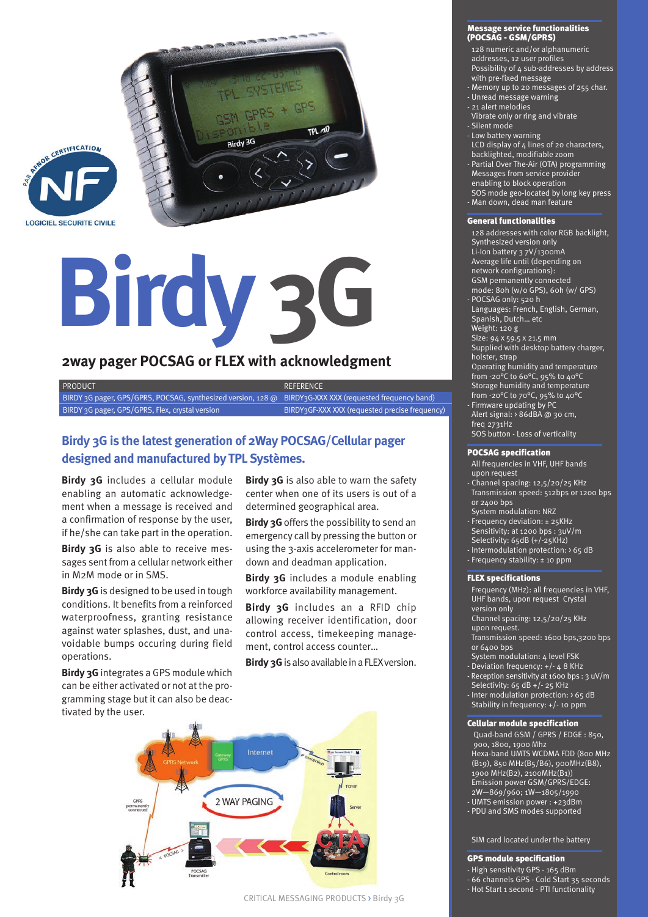# Birdy 3G

## 2way pager POCSAG or FLEX with acknowledgment

| PRODUCT | REFERENCE |
|---|---|
| BIRDY 3G pager, GPS/GPRS, POCSAG, synthesized version, 128 @ | BIRDY3G-XXX XXX (requested frequency band) |
| BIRDY 3G pager, GPS/GPRS, Flex, crystal version | BIRDY3GF-XXX XXX (requested precise frequency) |

### Birdy 3G is the latest generation of 2Way POCSAG/Cellular pager designed and manufactured by TPL Systèmes.

**Birdy 3G** includes a cellular module enabling an automatic acknowledgement when a message is received and a confirmation of response by the user, if he/she can take part in the operation.

**Birdy 3G** is also able to receive messages sent from a cellular network either in M2M mode or in SMS.

**Birdy 3G** is designed to be used in tough conditions. It benefits from a reinforced waterproofness, granting resistance against water splashes, dust, and unavoidable bumps occuring during field operations.

**Birdy 3G** integrates a GPS module which can be either activated or not at the programming stage but it can also be deactivated by the user.

**Birdy 3G** is also able to warn the safety center when one of its users is out of a determined geographical area.

**Birdy 3G** offers the possibility to send an emergency call by pressing the button or using the 3-axis accelerometer for man-down and deadman application.

**Birdy 3G** includes a module enabling workforce availability management.

**Birdy 3G** includes an a RFID chip allowing receiver identification, door control access, timekeeping management, control access counter...

**Birdy 3G** is also available in a FLEX version.

#### Message service functionalities (POCSAG - GSM/GPRS)

- 128 numeric and/or alphanumeric addresses, 12 user profiles
- Possibility of 4 sub-addresses by address with pre-fixed message
- Memory up to 20 messages of 255 char.
- Unread message warning
- 21 alert melodies
- Vibrate only or ring and vibrate
- Silent mode
- Low battery warning
- LCD display of 4 lines of 20 characters, backlighted, modifiable zoom
- Partial Over The-Air (OTA) programming
- Messages from service provider enabling to block operation
- SOS mode geo-located by long key press
- Man down, dead man feature

#### General functionalities

- 128 addresses with color RGB backlight, Synthesized version only
- Li-Ion battery 3 7V/1300mA
- Average life until (depending on network configurations):
- GSM permanently connected mode: 80h (w/o GPS), 60h (w/ GPS)
- POCSAG only: 520 h
- Languages: French, English, German, Spanish, Dutch... etc
- Weight: 120 g
- Size: 94 x 59.5 x 21.5 mm
- Supplied with desktop battery charger, holster, strap
- Operating humidity and temperature from -20°C to 60°C, 95% to 40°C
- Storage humidity and temperature from -20°C to 70°C, 95% to 40°C
- Firmware updating by PC
- Alert signal: › 86dBA @ 30 cm, freq 2731Hz
- SOS button - Loss of verticality

#### POCSAG specification

- All frequencies in VHF, UHF bands upon request
- Channel spacing: 12,5/20/25 KHz
- Transmission speed: 512bps or 1200 bps or 2400 bps
- System modulation: NRZ
- Frequency deviation: ± 25KHz
- Sensitivity: at 1200 bps : 3uV/m
- Selectivity: 65dB (+/-25KHz)
- Intermodulation protection: › 65 dB
- Frequency stability: ± 10 ppm

#### FLEX specifications

- Frequency (MHz): all frequencies in VHF, UHF bands, upon request Crystal version only
- Channel spacing: 12,5/20/25 KHz upon request.
- Transmission speed: 1600 bps,3200 bps or 6400 bps
- System modulation: 4 level FSK
- Deviation frequency: +/- 4 8 KHz
- Reception sensitivity at 1600 bps : 3 uV/m
- Selectivity: 65 dB +/- 25 KHz
- Inter modulation protection: › 65 dB
- Stability in frequency: +/- 10 ppm

#### Cellular module specification

- Quad-band GSM / GPRS / EDGE : 850, 900, 1800, 1900 Mhz
- Hexa-band UMTS WCDMA FDD (800 MHz (B19), 850 MHz(B5/B6), 900MHz(B8), 1900 MHz(B2), 2100MHz(B1))
- Emission power GSM/GPRS/EDGE: 2W—869/960; 1W—1805/1990
- UMTS emission power : +23dBm
- PDU and SMS modes supported

SIM card located under the battery

#### GPS module specification

- High sensitivity GPS - 165 dBm
- 66 channels GPS - Cold Start 35 seconds
- Hot Start 1 second - PTI functionality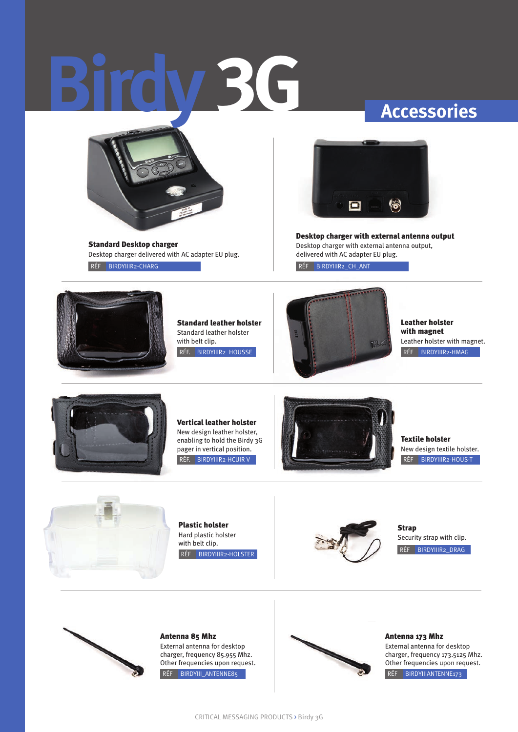# Birdy 3G

## Accessories

**Standard Desktop charger**
Desktop charger delivered with AC adapter EU plug.
RÉF BIRDYIIIR2-CHARG

**Desktop charger with external antenna output**
Desktop charger with external antenna output, delivered with AC adapter EU plug.
RÉF BIRDYIIIR2_CH_ANT

**Standard leather holster**
Standard leather holster with belt clip.
RÉF. BIRDYIIIR2_HOUSSE

**Leather holster with magnet**
Leather holster with magnet.
RÉF BIRDYIIIR2-HMAG

**Vertical leather holster**
New design leather holster, enabling to hold the Birdy 3G pager in vertical position.
RÉF. BIRDYIIIR2-HCUIR V

**Textile holster**
New design textile holster.
RÉF BIRDYIIIR2-HOUS-T

**Plastic holster**
Hard plastic holster with belt clip.
RÉF BIRDYIIIR2-HOLSTER

**Strap**
Security strap with clip.
RÉF BIRDYIIIR2_DRAG

**Antenna 85 Mhz**
External antenna for desktop charger, frequency 85.955 Mhz. Other frequencies upon request.
RÉF BIRDYIII_ANTENNE85

**Antenna 173 Mhz**
External antenna for desktop charger, frequency 173.5125 Mhz. Other frequencies upon request.
RÉF BIRDYIIIANTENNE173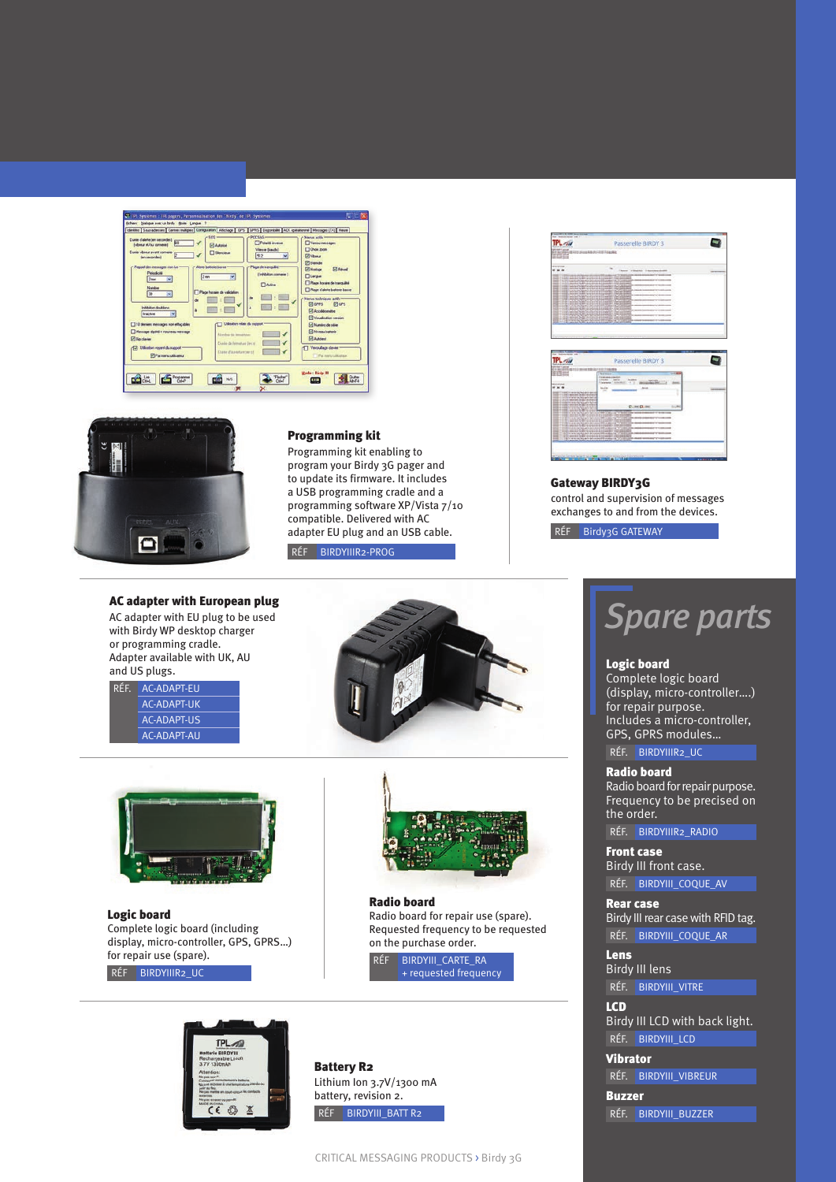### Programming kit

Programming kit enabling to program your Birdy 3G pager and to update its firmware. It includes a USB programming cradle and a programming software XP/Vista 7/10 compatible. Delivered with AC adapter EU plug and an USB cable.

RÉF BIRDYIIIR2-PROG

### Gateway BIRDY3G

control and supervision of messages exchanges to and from the devices.

RÉF Birdy3G GATEWAY

### AC adapter with European plug

AC adapter with EU plug to be used with Birdy WP desktop charger or programming cradle.
Adapter available with UK, AU and US plugs.

RÉF. AC-ADAPT-EU
AC-ADAPT-UK
AC-ADAPT-US
AC-ADAPT-AU

### Logic board

Complete logic board (including display, micro-controller, GPS, GPRS...) for repair use (spare).

RÉF BIRDYIIIR2_UC

### Radio board

Radio board for repair use (spare). Requested frequency to be requested on the purchase order.

RÉF BIRDYIII_CARTE_RA + requested frequency

### Battery R2

Lithium Ion 3.7V/1300 mA battery, revision 2.

RÉF BIRDYIII_BATT R2

## Spare parts

**Logic board**
Complete logic board (display, micro-controller....) for repair purpose. Includes a micro-controller, GPS, GPRS modules...

RÉF. BIRDYIIIR2_UC

**Radio board**
Radio board for repair purpose. Frequency to be precised on the order.

RÉF. BIRDYIIIR2_RADIO

**Front case**
Birdy III front case.

RÉF. BIRDYIII_COQUE_AV

**Rear case**
Birdy III rear case with RFID tag.

RÉF. BIRDYIII_COQUE_AR

**Lens**
Birdy III lens

RÉF. BIRDYIII_VITRE

**LCD**
Birdy III LCD with back light.

RÉF. BIRDYIII_LCD

**Vibrator**

RÉF. BIRDYIII_VIBREUR

**Buzzer**

RÉF. BIRDYIII_BUZZER